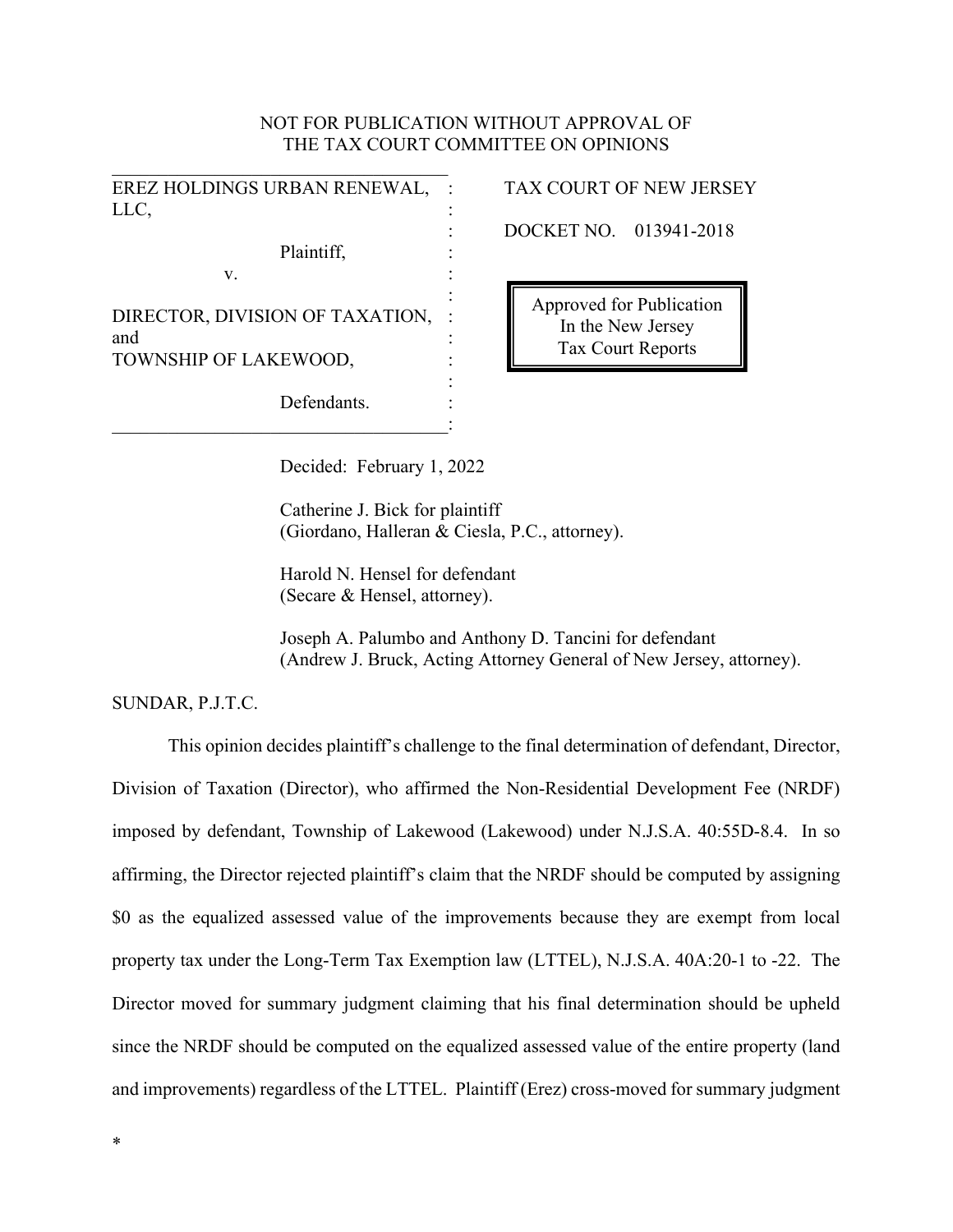NOT FOR PUBLICATION WITHOUT APPROVAL OF
THE TAX COURT COMMITTEE ON OPINIONS

| | |
|---|---|
| EREZ HOLDINGS URBAN RENEWAL, LLC, | TAX COURT OF NEW JERSEY |
| Plaintiff, | DOCKET NO. 013941-2018 |
| v. | |
| DIRECTOR, DIVISION OF TAXATION, and TOWNSHIP OF LAKEWOOD, | Approved for Publication In the New Jersey Tax Court Reports |
| Defendants. | |

Decided: February 1, 2022

Catherine J. Bick for plaintiff
(Giordano, Halleran & Ciesla, P.C., attorney).

Harold N. Hensel for defendant
(Secare & Hensel, attorney).

Joseph A. Palumbo and Anthony D. Tancini for defendant
(Andrew J. Bruck, Acting Attorney General of New Jersey, attorney).

SUNDAR, P.J.T.C.

This opinion decides plaintiff's challenge to the final determination of defendant, Director, Division of Taxation (Director), who affirmed the Non-Residential Development Fee (NRDF) imposed by defendant, Township of Lakewood (Lakewood) under N.J.S.A. 40:55D-8.4. In so affirming, the Director rejected plaintiff's claim that the NRDF should be computed by assigning $0 as the equalized assessed value of the improvements because they are exempt from local property tax under the Long-Term Tax Exemption law (LTTEL), N.J.S.A. 40A:20-1 to -22. The Director moved for summary judgment claiming that his final determination should be upheld since the NRDF should be computed on the equalized assessed value of the entire property (land and improvements) regardless of the LTTEL. Plaintiff (Erez) cross-moved for summary judgment

*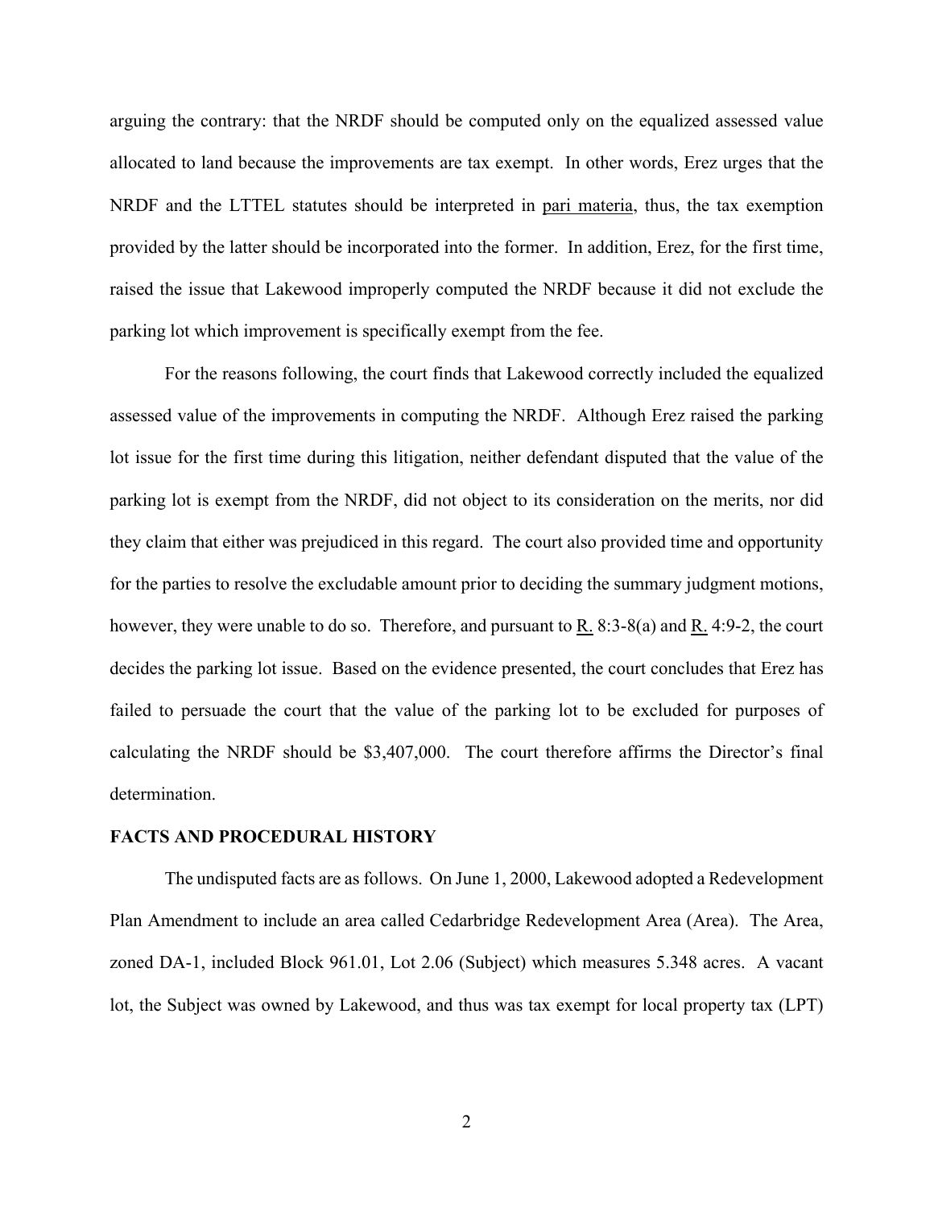arguing the contrary: that the NRDF should be computed only on the equalized assessed value allocated to land because the improvements are tax exempt. In other words, Erez urges that the NRDF and the LTTEL statutes should be interpreted in pari materia, thus, the tax exemption provided by the latter should be incorporated into the former. In addition, Erez, for the first time, raised the issue that Lakewood improperly computed the NRDF because it did not exclude the parking lot which improvement is specifically exempt from the fee.

For the reasons following, the court finds that Lakewood correctly included the equalized assessed value of the improvements in computing the NRDF. Although Erez raised the parking lot issue for the first time during this litigation, neither defendant disputed that the value of the parking lot is exempt from the NRDF, did not object to its consideration on the merits, nor did they claim that either was prejudiced in this regard. The court also provided time and opportunity for the parties to resolve the excludable amount prior to deciding the summary judgment motions, however, they were unable to do so. Therefore, and pursuant to R. 8:3-8(a) and R. 4:9-2, the court decides the parking lot issue. Based on the evidence presented, the court concludes that Erez has failed to persuade the court that the value of the parking lot to be excluded for purposes of calculating the NRDF should be $3,407,000. The court therefore affirms the Director's final determination.

**FACTS AND PROCEDURAL HISTORY**

The undisputed facts are as follows. On June 1, 2000, Lakewood adopted a Redevelopment Plan Amendment to include an area called Cedarbridge Redevelopment Area (Area). The Area, zoned DA-1, included Block 961.01, Lot 2.06 (Subject) which measures 5.348 acres. A vacant lot, the Subject was owned by Lakewood, and thus was tax exempt for local property tax (LPT)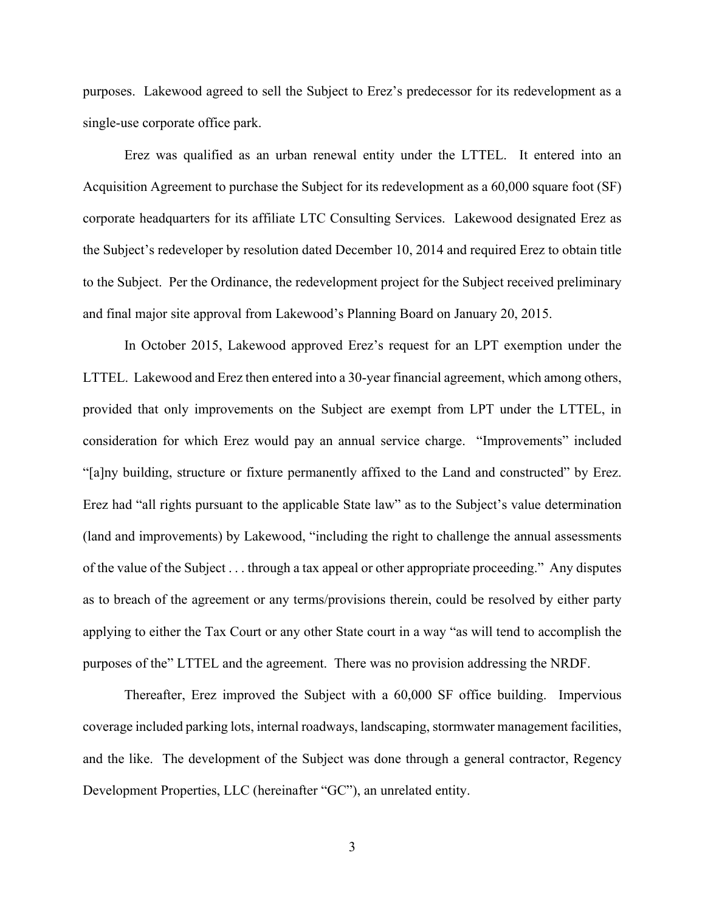purposes. Lakewood agreed to sell the Subject to Erez's predecessor for its redevelopment as a single-use corporate office park.

Erez was qualified as an urban renewal entity under the LTTEL. It entered into an Acquisition Agreement to purchase the Subject for its redevelopment as a 60,000 square foot (SF) corporate headquarters for its affiliate LTC Consulting Services. Lakewood designated Erez as the Subject's redeveloper by resolution dated December 10, 2014 and required Erez to obtain title to the Subject. Per the Ordinance, the redevelopment project for the Subject received preliminary and final major site approval from Lakewood's Planning Board on January 20, 2015.

In October 2015, Lakewood approved Erez's request for an LPT exemption under the LTTEL. Lakewood and Erez then entered into a 30-year financial agreement, which among others, provided that only improvements on the Subject are exempt from LPT under the LTTEL, in consideration for which Erez would pay an annual service charge. "Improvements" included "[a]ny building, structure or fixture permanently affixed to the Land and constructed" by Erez. Erez had "all rights pursuant to the applicable State law" as to the Subject's value determination (land and improvements) by Lakewood, "including the right to challenge the annual assessments of the value of the Subject . . . through a tax appeal or other appropriate proceeding." Any disputes as to breach of the agreement or any terms/provisions therein, could be resolved by either party applying to either the Tax Court or any other State court in a way "as will tend to accomplish the purposes of the" LTTEL and the agreement. There was no provision addressing the NRDF.

Thereafter, Erez improved the Subject with a 60,000 SF office building. Impervious coverage included parking lots, internal roadways, landscaping, stormwater management facilities, and the like. The development of the Subject was done through a general contractor, Regency Development Properties, LLC (hereinafter "GC"), an unrelated entity.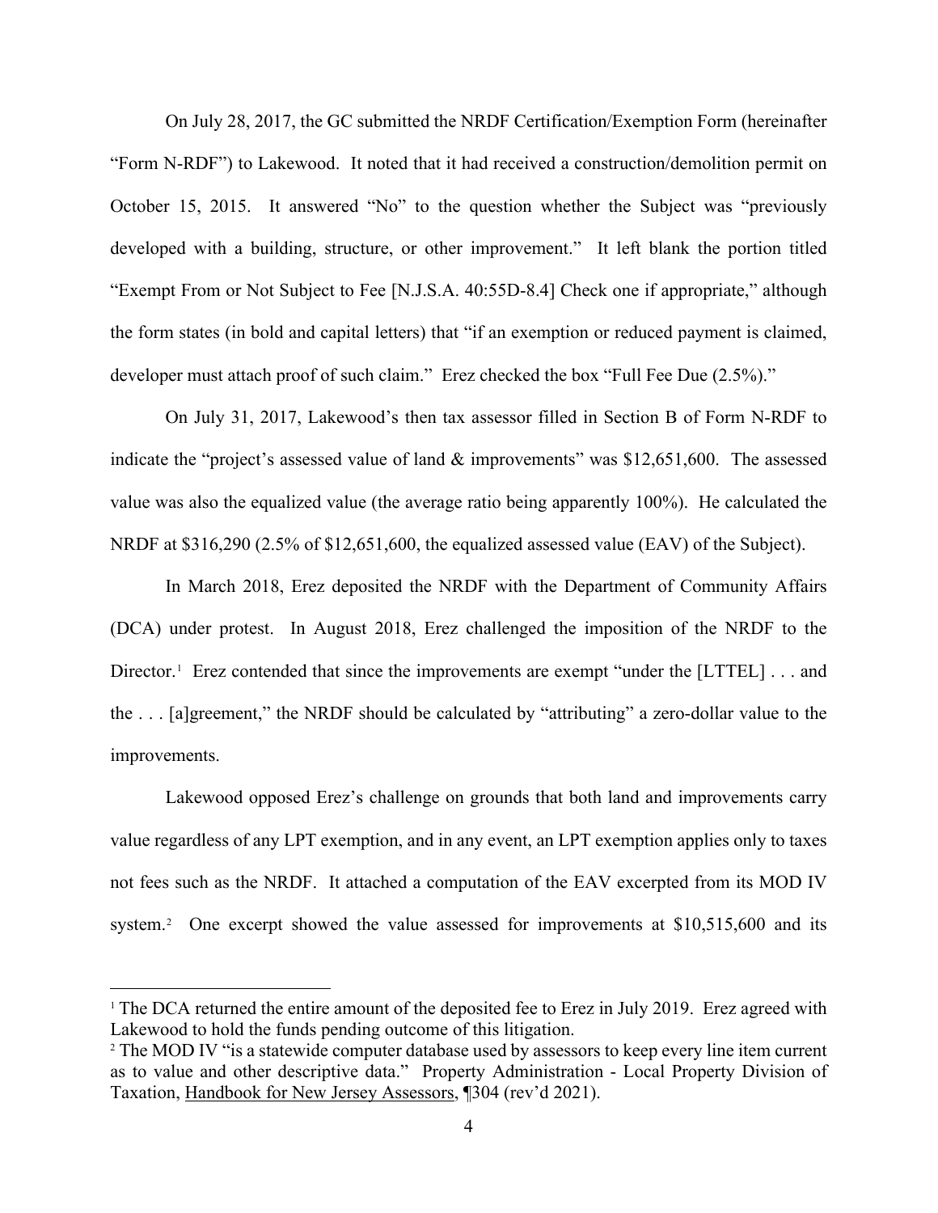On July 28, 2017, the GC submitted the NRDF Certification/Exemption Form (hereinafter "Form N-RDF") to Lakewood. It noted that it had received a construction/demolition permit on October 15, 2015. It answered "No" to the question whether the Subject was "previously developed with a building, structure, or other improvement." It left blank the portion titled "Exempt From or Not Subject to Fee [N.J.S.A. 40:55D-8.4] Check one if appropriate," although the form states (in bold and capital letters) that "if an exemption or reduced payment is claimed, developer must attach proof of such claim." Erez checked the box "Full Fee Due (2.5%)."

On July 31, 2017, Lakewood's then tax assessor filled in Section B of Form N-RDF to indicate the "project's assessed value of land & improvements" was $12,651,600. The assessed value was also the equalized value (the average ratio being apparently 100%). He calculated the NRDF at $316,290 (2.5% of $12,651,600, the equalized assessed value (EAV) of the Subject).

In March 2018, Erez deposited the NRDF with the Department of Community Affairs (DCA) under protest. In August 2018, Erez challenged the imposition of the NRDF to the Director.[1] Erez contended that since the improvements are exempt "under the [LTTEL] . . . and the . . . [a]greement," the NRDF should be calculated by "attributing" a zero-dollar value to the improvements.

Lakewood opposed Erez's challenge on grounds that both land and improvements carry value regardless of any LPT exemption, and in any event, an LPT exemption applies only to taxes not fees such as the NRDF. It attached a computation of the EAV excerpted from its MOD IV system.[2] One excerpt showed the value assessed for improvements at $10,515,600 and its

[1] The DCA returned the entire amount of the deposited fee to Erez in July 2019. Erez agreed with Lakewood to hold the funds pending outcome of this litigation.

[2] The MOD IV "is a statewide computer database used by assessors to keep every line item current as to value and other descriptive data." Property Administration - Local Property Division of Taxation, Handbook for New Jersey Assessors, ¶304 (rev'd 2021).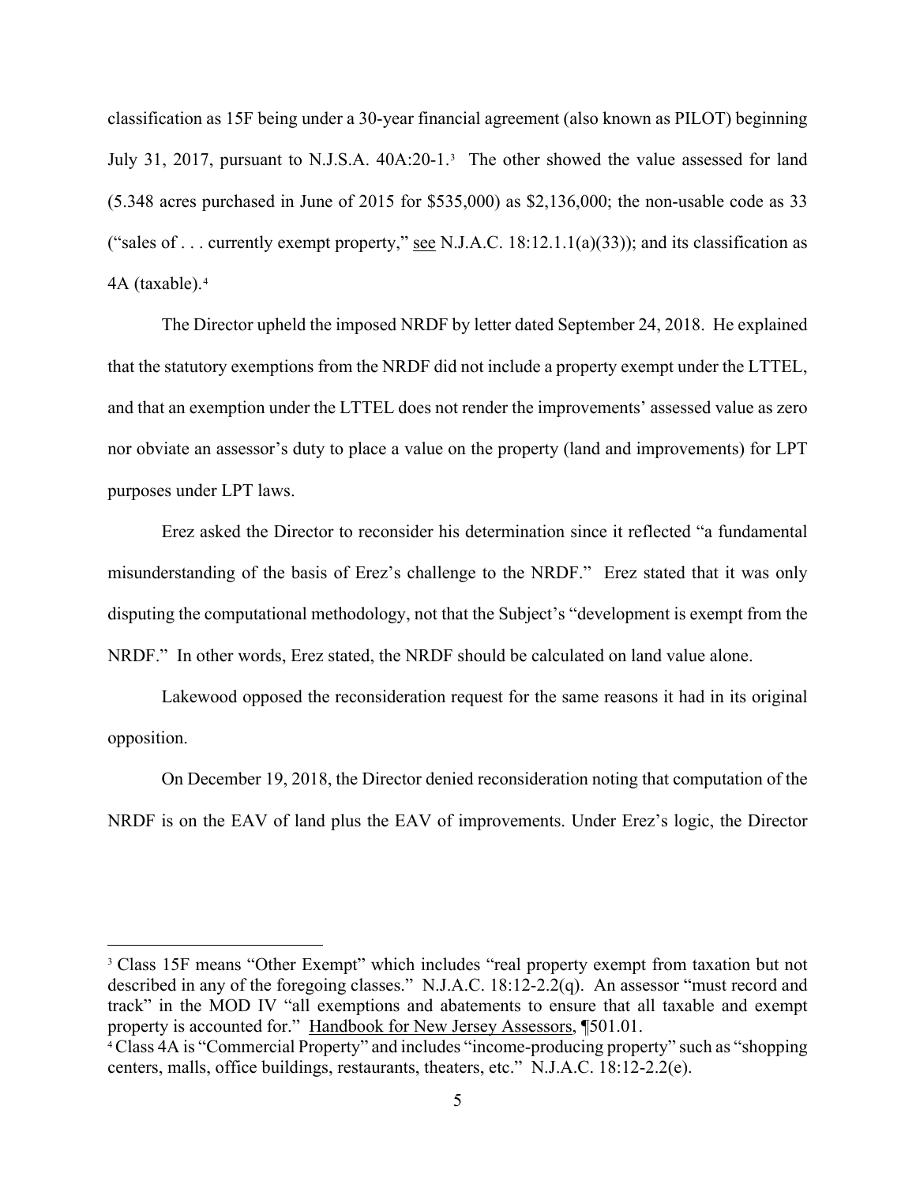classification as 15F being under a 30-year financial agreement (also known as PILOT) beginning July 31, 2017, pursuant to N.J.S.A. 40A:20-1.[3] The other showed the value assessed for land (5.348 acres purchased in June of 2015 for $535,000) as $2,136,000; the non-usable code as 33 ("sales of . . . currently exempt property," see N.J.A.C. 18:12.1.1(a)(33)); and its classification as 4A (taxable).[4]

The Director upheld the imposed NRDF by letter dated September 24, 2018. He explained that the statutory exemptions from the NRDF did not include a property exempt under the LTTEL, and that an exemption under the LTTEL does not render the improvements' assessed value as zero nor obviate an assessor's duty to place a value on the property (land and improvements) for LPT purposes under LPT laws.

Erez asked the Director to reconsider his determination since it reflected "a fundamental misunderstanding of the basis of Erez's challenge to the NRDF." Erez stated that it was only disputing the computational methodology, not that the Subject's "development is exempt from the NRDF." In other words, Erez stated, the NRDF should be calculated on land value alone.

Lakewood opposed the reconsideration request for the same reasons it had in its original opposition.

On December 19, 2018, the Director denied reconsideration noting that computation of the NRDF is on the EAV of land plus the EAV of improvements. Under Erez's logic, the Director

---

[3] Class 15F means "Other Exempt" which includes "real property exempt from taxation but not described in any of the foregoing classes." N.J.A.C. 18:12-2.2(q). An assessor "must record and track" in the MOD IV "all exemptions and abatements to ensure that all taxable and exempt property is accounted for." Handbook for New Jersey Assessors, ¶501.01.

[4] Class 4A is "Commercial Property" and includes "income-producing property" such as "shopping centers, malls, office buildings, restaurants, theaters, etc." N.J.A.C. 18:12-2.2(e).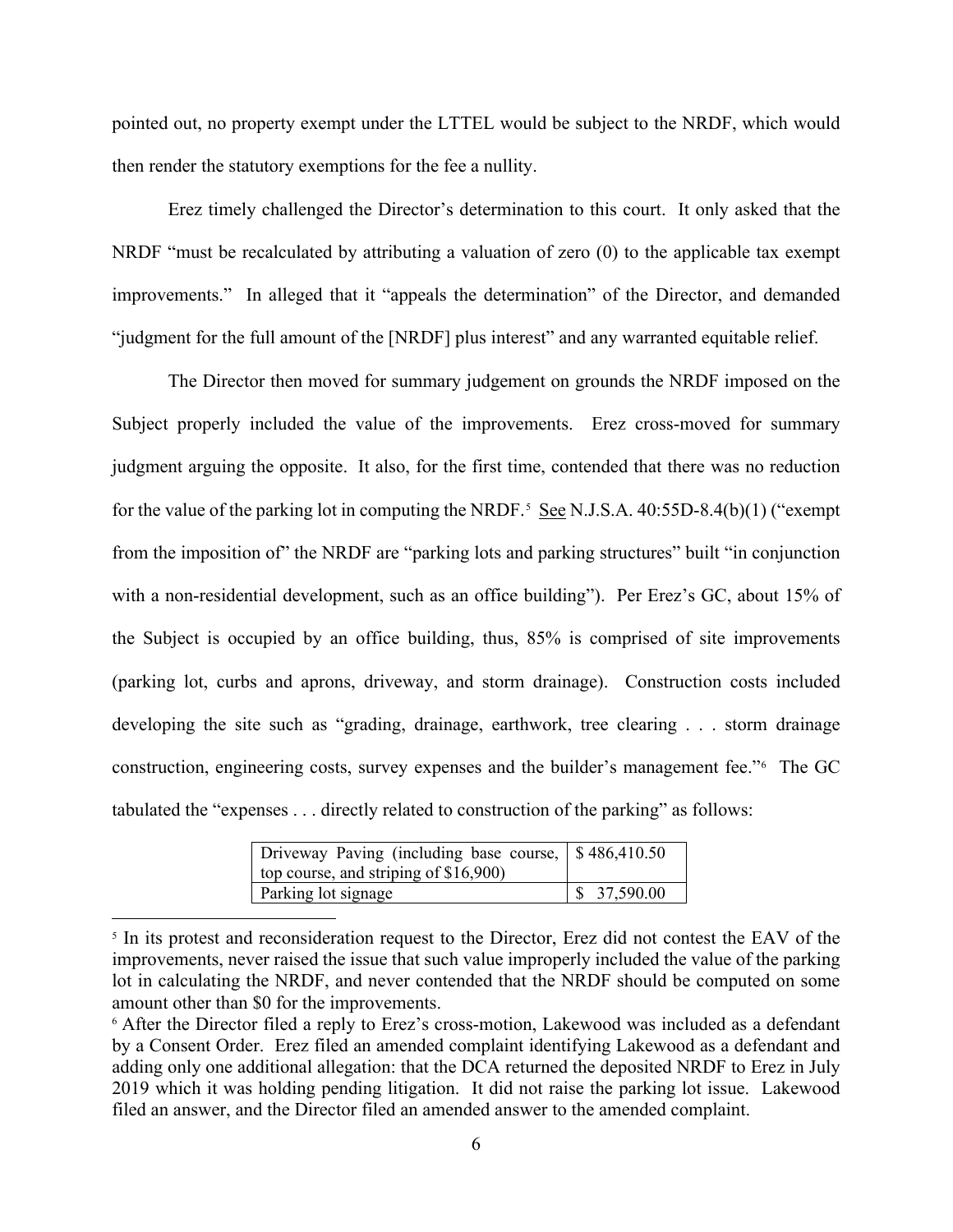pointed out, no property exempt under the LTTEL would be subject to the NRDF, which would then render the statutory exemptions for the fee a nullity.

Erez timely challenged the Director's determination to this court. It only asked that the NRDF "must be recalculated by attributing a valuation of zero (0) to the applicable tax exempt improvements." In alleged that it "appeals the determination" of the Director, and demanded "judgment for the full amount of the [NRDF] plus interest" and any warranted equitable relief.

The Director then moved for summary judgement on grounds the NRDF imposed on the Subject properly included the value of the improvements. Erez cross-moved for summary judgment arguing the opposite. It also, for the first time, contended that there was no reduction for the value of the parking lot in computing the NRDF.[5] See N.J.S.A. 40:55D-8.4(b)(1) ("exempt from the imposition of" the NRDF are "parking lots and parking structures" built "in conjunction with a non-residential development, such as an office building"). Per Erez's GC, about 15% of the Subject is occupied by an office building, thus, 85% is comprised of site improvements (parking lot, curbs and aprons, driveway, and storm drainage). Construction costs included developing the site such as "grading, drainage, earthwork, tree clearing . . . storm drainage construction, engineering costs, survey expenses and the builder's management fee."[6] The GC tabulated the "expenses . . . directly related to construction of the parking" as follows:

| | |
|---|---|
| Driveway Paving (including base course, top course, and striping of $16,900) | $ 486,410.50 |
| Parking lot signage | $ 37,590.00 |

[5] In its protest and reconsideration request to the Director, Erez did not contest the EAV of the improvements, never raised the issue that such value improperly included the value of the parking lot in calculating the NRDF, and never contended that the NRDF should be computed on some amount other than $0 for the improvements.

[6] After the Director filed a reply to Erez's cross-motion, Lakewood was included as a defendant by a Consent Order. Erez filed an amended complaint identifying Lakewood as a defendant and adding only one additional allegation: that the DCA returned the deposited NRDF to Erez in July 2019 which it was holding pending litigation. It did not raise the parking lot issue. Lakewood filed an answer, and the Director filed an amended answer to the amended complaint.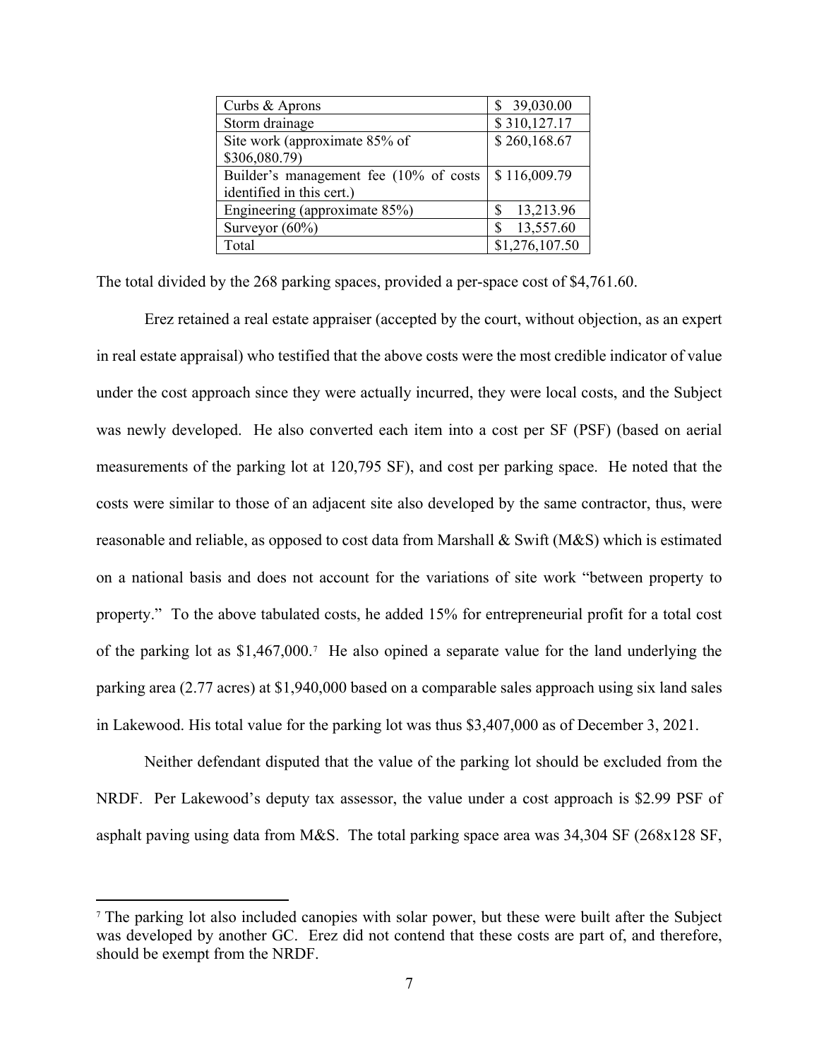| Curbs & Aprons | $ 39,030.00 |
|---|---|
| Storm drainage | $ 310,127.17 |
| Site work (approximate 85% of $306,080.79) | $ 260,168.67 |
| Builder's management fee (10% of costs identified in this cert.) | $ 116,009.79 |
| Engineering (approximate 85%) | $ 13,213.96 |
| Surveyor (60%) | $ 13,557.60 |
| Total | $1,276,107.50 |

The total divided by the 268 parking spaces, provided a per-space cost of $4,761.60.

Erez retained a real estate appraiser (accepted by the court, without objection, as an expert in real estate appraisal) who testified that the above costs were the most credible indicator of value under the cost approach since they were actually incurred, they were local costs, and the Subject was newly developed. He also converted each item into a cost per SF (PSF) (based on aerial measurements of the parking lot at 120,795 SF), and cost per parking space. He noted that the costs were similar to those of an adjacent site also developed by the same contractor, thus, were reasonable and reliable, as opposed to cost data from Marshall & Swift (M&S) which is estimated on a national basis and does not account for the variations of site work "between property to property." To the above tabulated costs, he added 15% for entrepreneurial profit for a total cost of the parking lot as $1,467,000.[7] He also opined a separate value for the land underlying the parking area (2.77 acres) at $1,940,000 based on a comparable sales approach using six land sales in Lakewood. His total value for the parking lot was thus $3,407,000 as of December 3, 2021.

Neither defendant disputed that the value of the parking lot should be excluded from the NRDF. Per Lakewood's deputy tax assessor, the value under a cost approach is $2.99 PSF of asphalt paving using data from M&S. The total parking space area was 34,304 SF (268x128 SF,

---

[7] The parking lot also included canopies with solar power, but these were built after the Subject was developed by another GC. Erez did not contend that these costs are part of, and therefore, should be exempt from the NRDF.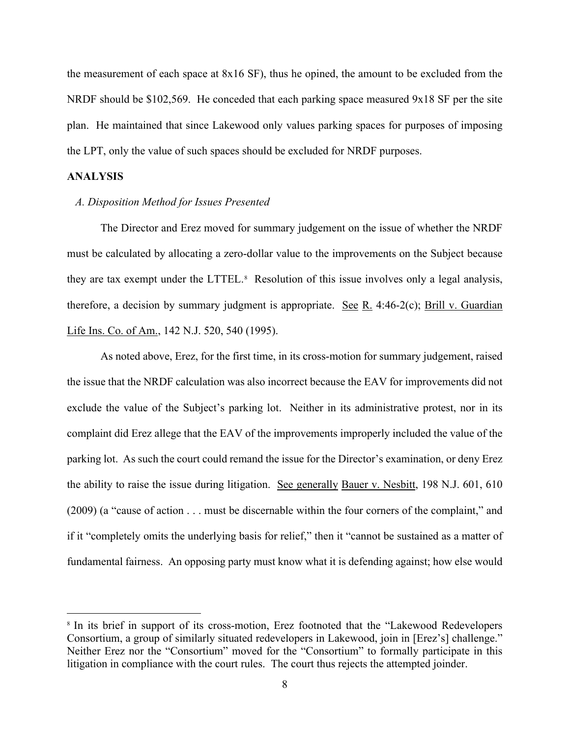the measurement of each space at 8x16 SF), thus he opined, the amount to be excluded from the NRDF should be $102,569. He conceded that each parking space measured 9x18 SF per the site plan. He maintained that since Lakewood only values parking spaces for purposes of imposing the LPT, only the value of such spaces should be excluded for NRDF purposes.

**ANALYSIS**

*A. Disposition Method for Issues Presented*

The Director and Erez moved for summary judgement on the issue of whether the NRDF must be calculated by allocating a zero-dollar value to the improvements on the Subject because they are tax exempt under the LTTEL.[8] Resolution of this issue involves only a legal analysis, therefore, a decision by summary judgment is appropriate. See R. 4:46-2(c); Brill v. Guardian Life Ins. Co. of Am., 142 N.J. 520, 540 (1995).

As noted above, Erez, for the first time, in its cross-motion for summary judgement, raised the issue that the NRDF calculation was also incorrect because the EAV for improvements did not exclude the value of the Subject's parking lot. Neither in its administrative protest, nor in its complaint did Erez allege that the EAV of the improvements improperly included the value of the parking lot. As such the court could remand the issue for the Director's examination, or deny Erez the ability to raise the issue during litigation. See generally Bauer v. Nesbitt, 198 N.J. 601, 610 (2009) (a "cause of action . . . must be discernable within the four corners of the complaint," and if it "completely omits the underlying basis for relief," then it "cannot be sustained as a matter of fundamental fairness. An opposing party must know what it is defending against; how else would

[8] In its brief in support of its cross-motion, Erez footnoted that the "Lakewood Redevelopers Consortium, a group of similarly situated redevelopers in Lakewood, join in [Erez's] challenge." Neither Erez nor the "Consortium" moved for the "Consortium" to formally participate in this litigation in compliance with the court rules. The court thus rejects the attempted joinder.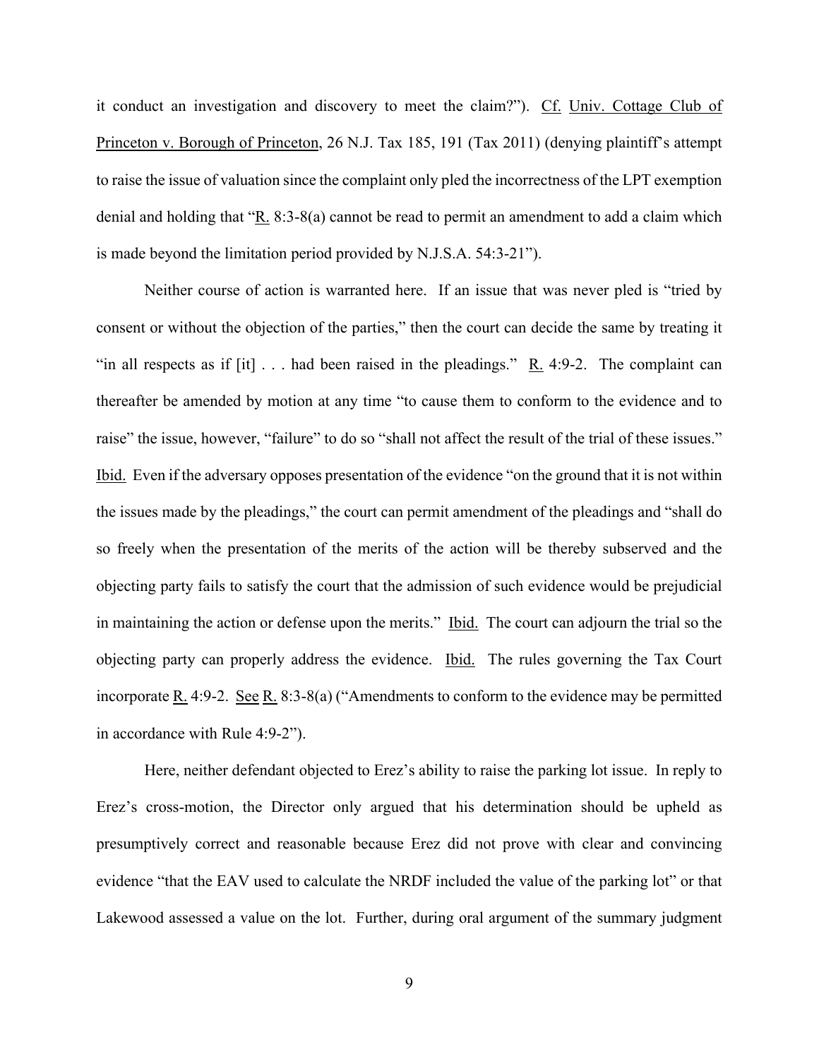it conduct an investigation and discovery to meet the claim?"). Cf. Univ. Cottage Club of Princeton v. Borough of Princeton, 26 N.J. Tax 185, 191 (Tax 2011) (denying plaintiff's attempt to raise the issue of valuation since the complaint only pled the incorrectness of the LPT exemption denial and holding that "R. 8:3-8(a) cannot be read to permit an amendment to add a claim which is made beyond the limitation period provided by N.J.S.A. 54:3-21").

Neither course of action is warranted here. If an issue that was never pled is "tried by consent or without the objection of the parties," then the court can decide the same by treating it "in all respects as if [it] . . . had been raised in the pleadings." R. 4:9-2. The complaint can thereafter be amended by motion at any time "to cause them to conform to the evidence and to raise" the issue, however, "failure" to do so "shall not affect the result of the trial of these issues." Ibid. Even if the adversary opposes presentation of the evidence "on the ground that it is not within the issues made by the pleadings," the court can permit amendment of the pleadings and "shall do so freely when the presentation of the merits of the action will be thereby subserved and the objecting party fails to satisfy the court that the admission of such evidence would be prejudicial in maintaining the action or defense upon the merits." Ibid. The court can adjourn the trial so the objecting party can properly address the evidence. Ibid. The rules governing the Tax Court incorporate R. 4:9-2. See R. 8:3-8(a) ("Amendments to conform to the evidence may be permitted in accordance with Rule 4:9-2").

Here, neither defendant objected to Erez's ability to raise the parking lot issue. In reply to Erez's cross-motion, the Director only argued that his determination should be upheld as presumptively correct and reasonable because Erez did not prove with clear and convincing evidence "that the EAV used to calculate the NRDF included the value of the parking lot" or that Lakewood assessed a value on the lot. Further, during oral argument of the summary judgment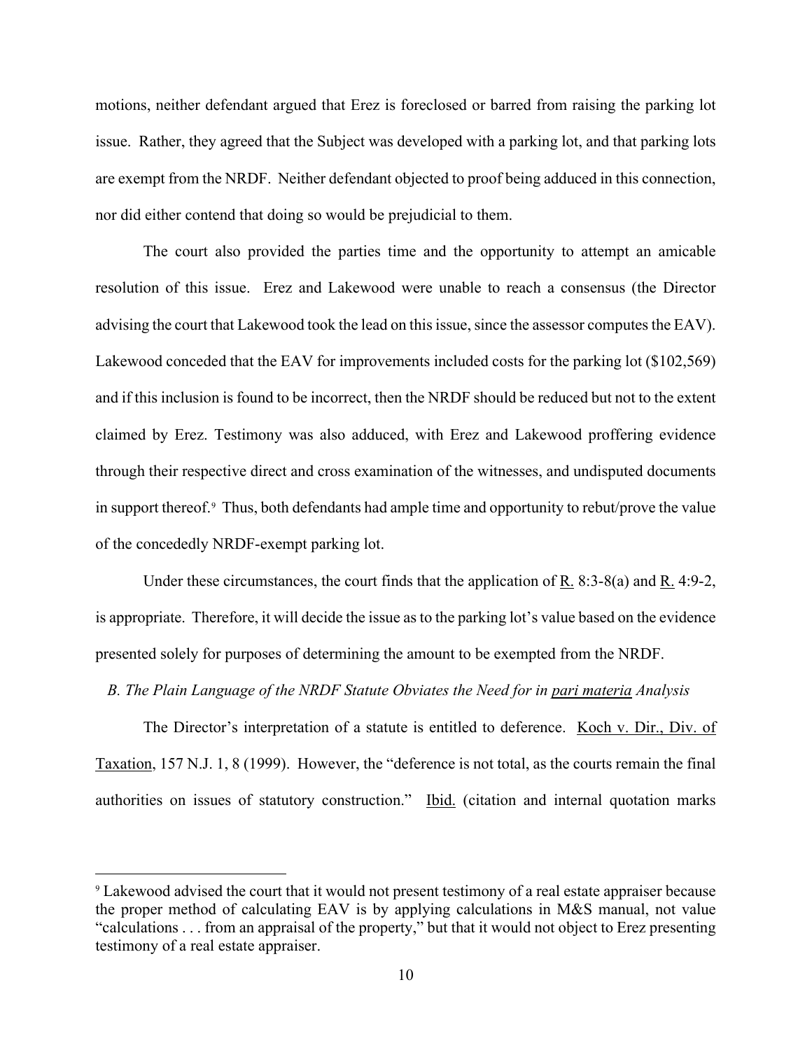motions, neither defendant argued that Erez is foreclosed or barred from raising the parking lot issue. Rather, they agreed that the Subject was developed with a parking lot, and that parking lots are exempt from the NRDF. Neither defendant objected to proof being adduced in this connection, nor did either contend that doing so would be prejudicial to them.

The court also provided the parties time and the opportunity to attempt an amicable resolution of this issue. Erez and Lakewood were unable to reach a consensus (the Director advising the court that Lakewood took the lead on this issue, since the assessor computes the EAV). Lakewood conceded that the EAV for improvements included costs for the parking lot ($102,569) and if this inclusion is found to be incorrect, then the NRDF should be reduced but not to the extent claimed by Erez. Testimony was also adduced, with Erez and Lakewood proffering evidence through their respective direct and cross examination of the witnesses, and undisputed documents in support thereof.[9] Thus, both defendants had ample time and opportunity to rebut/prove the value of the concededly NRDF-exempt parking lot.

Under these circumstances, the court finds that the application of R. 8:3-8(a) and R. 4:9-2, is appropriate. Therefore, it will decide the issue as to the parking lot's value based on the evidence presented solely for purposes of determining the amount to be exempted from the NRDF.

*B. The Plain Language of the NRDF Statute Obviates the Need for in pari materia Analysis*

The Director's interpretation of a statute is entitled to deference. Koch v. Dir., Div. of Taxation, 157 N.J. 1, 8 (1999). However, the "deference is not total, as the courts remain the final authorities on issues of statutory construction." Ibid. (citation and internal quotation marks

---

[9] Lakewood advised the court that it would not present testimony of a real estate appraiser because the proper method of calculating EAV is by applying calculations in M&S manual, not value "calculations . . . from an appraisal of the property," but that it would not object to Erez presenting testimony of a real estate appraiser.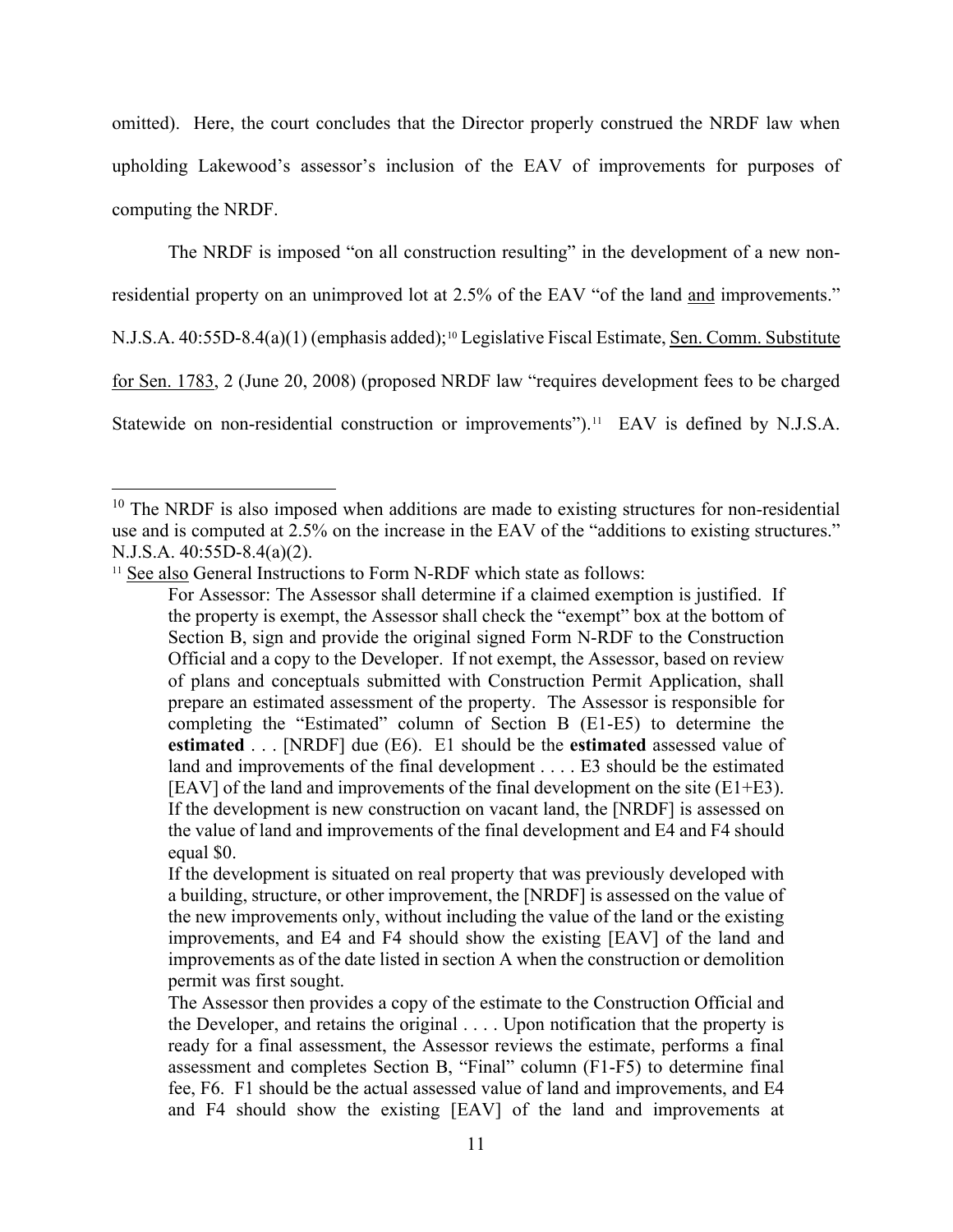omitted). Here, the court concludes that the Director properly construed the NRDF law when upholding Lakewood's assessor's inclusion of the EAV of improvements for purposes of computing the NRDF.

The NRDF is imposed "on all construction resulting" in the development of a new non-residential property on an unimproved lot at 2.5% of the EAV "of the land and improvements." N.J.S.A. 40:55D-8.4(a)(1) (emphasis added);[10] Legislative Fiscal Estimate, Sen. Comm. Substitute for Sen. 1783, 2 (June 20, 2008) (proposed NRDF law "requires development fees to be charged Statewide on non-residential construction or improvements").[11] EAV is defined by N.J.S.A.

---

[10] The NRDF is also imposed when additions are made to existing structures for non-residential use and is computed at 2.5% on the increase in the EAV of the "additions to existing structures." N.J.S.A. 40:55D-8.4(a)(2).

[11] See also General Instructions to Form N-RDF which state as follows:

> For Assessor: The Assessor shall determine if a claimed exemption is justified. If the property is exempt, the Assessor shall check the "exempt" box at the bottom of Section B, sign and provide the original signed Form N-RDF to the Construction Official and a copy to the Developer. If not exempt, the Assessor, based on review of plans and conceptuals submitted with Construction Permit Application, shall prepare an estimated assessment of the property. The Assessor is responsible for completing the "Estimated" column of Section B (E1-E5) to determine the **estimated** . . . [NRDF] due (E6). E1 should be the **estimated** assessed value of land and improvements of the final development . . . . E3 should be the estimated [EAV] of the land and improvements of the final development on the site (E1+E3). If the development is new construction on vacant land, the [NRDF] is assessed on the value of land and improvements of the final development and E4 and F4 should equal $0.
>
> If the development is situated on real property that was previously developed with a building, structure, or other improvement, the [NRDF] is assessed on the value of the new improvements only, without including the value of the land or the existing improvements, and E4 and F4 should show the existing [EAV] of the land and improvements as of the date listed in section A when the construction or demolition permit was first sought.
>
> The Assessor then provides a copy of the estimate to the Construction Official and the Developer, and retains the original . . . . Upon notification that the property is ready for a final assessment, the Assessor reviews the estimate, performs a final assessment and completes Section B, "Final" column (F1-F5) to determine final fee, F6. F1 should be the actual assessed value of land and improvements, and E4 and F4 should show the existing [EAV] of the land and improvements at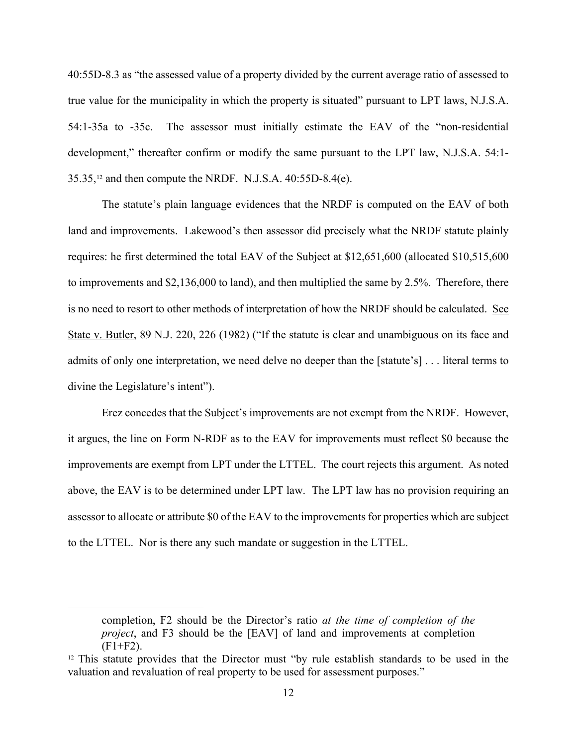40:55D-8.3 as "the assessed value of a property divided by the current average ratio of assessed to true value for the municipality in which the property is situated" pursuant to LPT laws, N.J.S.A. 54:1-35a to -35c. The assessor must initially estimate the EAV of the "non-residential development," thereafter confirm or modify the same pursuant to the LPT law, N.J.S.A. 54:1-35.35,[12] and then compute the NRDF. N.J.S.A. 40:55D-8.4(e).

The statute's plain language evidences that the NRDF is computed on the EAV of both land and improvements. Lakewood's then assessor did precisely what the NRDF statute plainly requires: he first determined the total EAV of the Subject at $12,651,600 (allocated $10,515,600 to improvements and $2,136,000 to land), and then multiplied the same by 2.5%. Therefore, there is no need to resort to other methods of interpretation of how the NRDF should be calculated. See State v. Butler, 89 N.J. 220, 226 (1982) ("If the statute is clear and unambiguous on its face and admits of only one interpretation, we need delve no deeper than the [statute's] . . . literal terms to divine the Legislature's intent").

Erez concedes that the Subject's improvements are not exempt from the NRDF. However, it argues, the line on Form N-RDF as to the EAV for improvements must reflect $0 because the improvements are exempt from LPT under the LTTEL. The court rejects this argument. As noted above, the EAV is to be determined under LPT law. The LPT law has no provision requiring an assessor to allocate or attribute $0 of the EAV to the improvements for properties which are subject to the LTTEL. Nor is there any such mandate or suggestion in the LTTEL.

---

> completion, F2 should be the Director's ratio *at the time of completion of the project*, and F3 should be the [EAV] of land and improvements at completion (F1+F2).

[12] This statute provides that the Director must "by rule establish standards to be used in the valuation and revaluation of real property to be used for assessment purposes."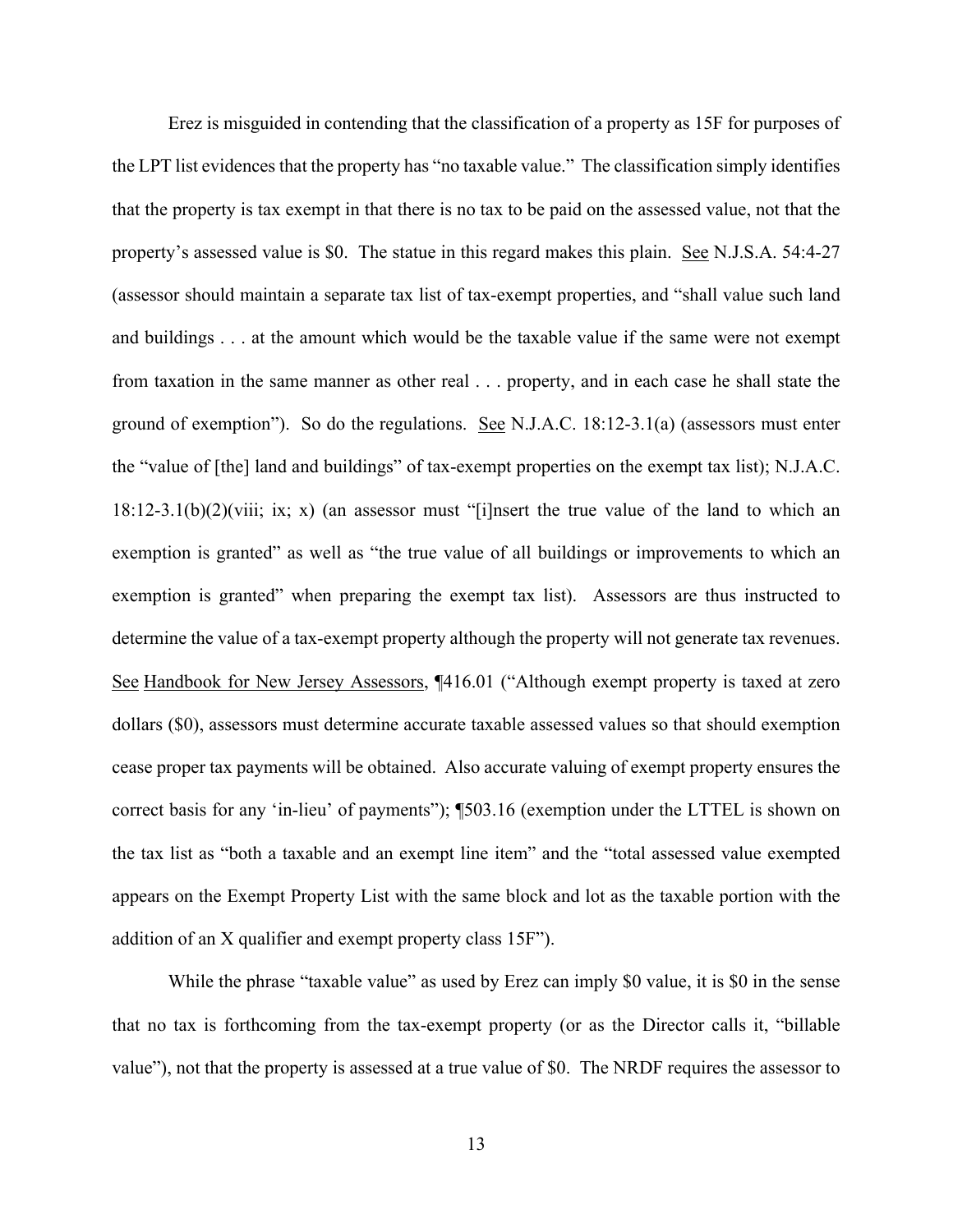Erez is misguided in contending that the classification of a property as 15F for purposes of the LPT list evidences that the property has "no taxable value." The classification simply identifies that the property is tax exempt in that there is no tax to be paid on the assessed value, not that the property's assessed value is $0. The statue in this regard makes this plain. See N.J.S.A. 54:4-27 (assessor should maintain a separate tax list of tax-exempt properties, and "shall value such land and buildings . . . at the amount which would be the taxable value if the same were not exempt from taxation in the same manner as other real . . . property, and in each case he shall state the ground of exemption"). So do the regulations. See N.J.A.C. 18:12-3.1(a) (assessors must enter the "value of [the] land and buildings" of tax-exempt properties on the exempt tax list); N.J.A.C. 18:12-3.1(b)(2)(viii; ix; x) (an assessor must "[i]nsert the true value of the land to which an exemption is granted" as well as "the true value of all buildings or improvements to which an exemption is granted" when preparing the exempt tax list). Assessors are thus instructed to determine the value of a tax-exempt property although the property will not generate tax revenues. See Handbook for New Jersey Assessors, ¶416.01 ("Although exempt property is taxed at zero dollars ($0), assessors must determine accurate taxable assessed values so that should exemption cease proper tax payments will be obtained. Also accurate valuing of exempt property ensures the correct basis for any 'in-lieu' of payments"); ¶503.16 (exemption under the LTTEL is shown on the tax list as "both a taxable and an exempt line item" and the "total assessed value exempted appears on the Exempt Property List with the same block and lot as the taxable portion with the addition of an X qualifier and exempt property class 15F").

While the phrase "taxable value" as used by Erez can imply $0 value, it is $0 in the sense that no tax is forthcoming from the tax-exempt property (or as the Director calls it, "billable value"), not that the property is assessed at a true value of $0. The NRDF requires the assessor to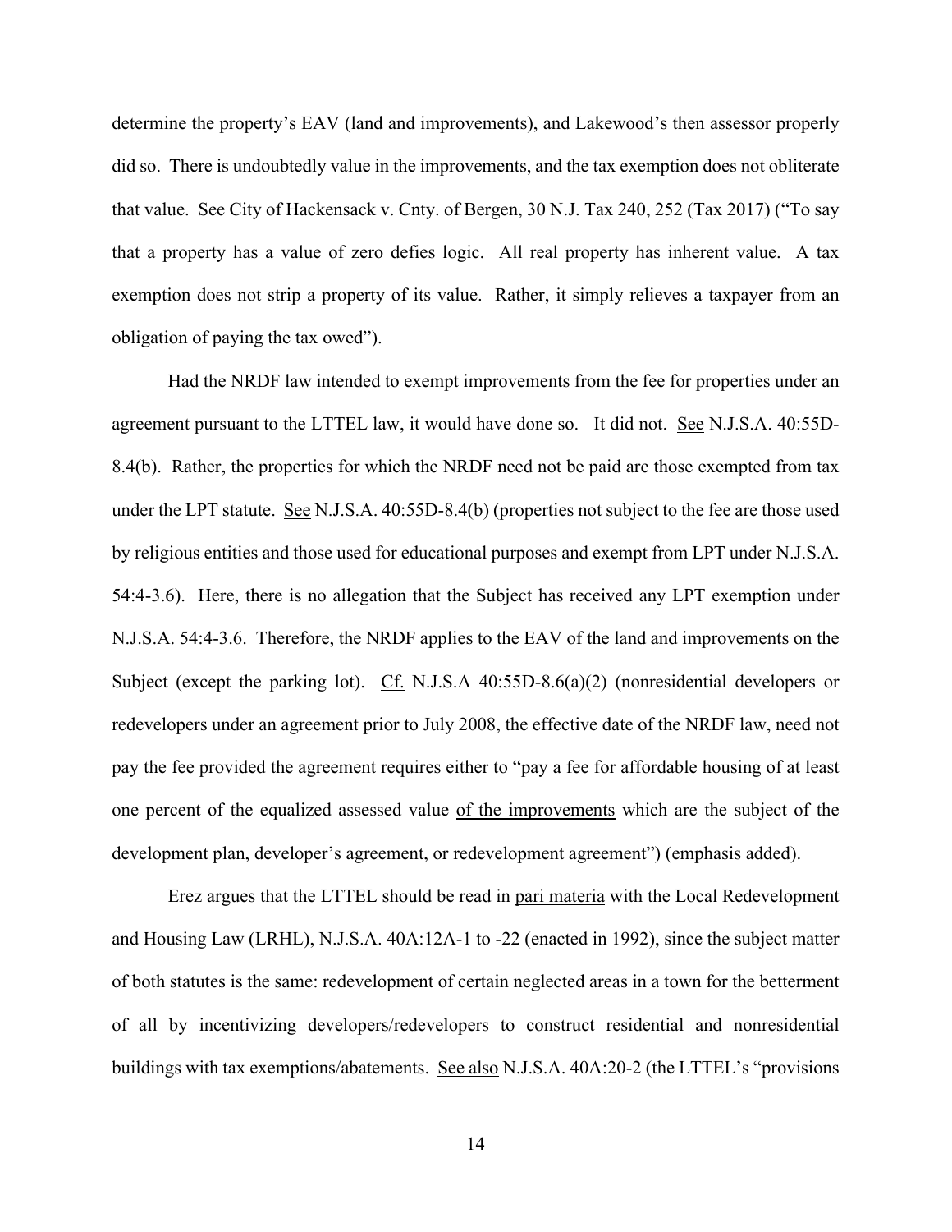determine the property's EAV (land and improvements), and Lakewood's then assessor properly did so. There is undoubtedly value in the improvements, and the tax exemption does not obliterate that value. See City of Hackensack v. Cnty. of Bergen, 30 N.J. Tax 240, 252 (Tax 2017) ("To say that a property has a value of zero defies logic. All real property has inherent value. A tax exemption does not strip a property of its value. Rather, it simply relieves a taxpayer from an obligation of paying the tax owed").

Had the NRDF law intended to exempt improvements from the fee for properties under an agreement pursuant to the LTTEL law, it would have done so. It did not. See N.J.S.A. 40:55D-8.4(b). Rather, the properties for which the NRDF need not be paid are those exempted from tax under the LPT statute. See N.J.S.A. 40:55D-8.4(b) (properties not subject to the fee are those used by religious entities and those used for educational purposes and exempt from LPT under N.J.S.A. 54:4-3.6). Here, there is no allegation that the Subject has received any LPT exemption under N.J.S.A. 54:4-3.6. Therefore, the NRDF applies to the EAV of the land and improvements on the Subject (except the parking lot). Cf. N.J.S.A 40:55D-8.6(a)(2) (nonresidential developers or redevelopers under an agreement prior to July 2008, the effective date of the NRDF law, need not pay the fee provided the agreement requires either to "pay a fee for affordable housing of at least one percent of the equalized assessed value of the improvements which are the subject of the development plan, developer's agreement, or redevelopment agreement") (emphasis added).

Erez argues that the LTTEL should be read in pari materia with the Local Redevelopment and Housing Law (LRHL), N.J.S.A. 40A:12A-1 to -22 (enacted in 1992), since the subject matter of both statutes is the same: redevelopment of certain neglected areas in a town for the betterment of all by incentivizing developers/redevelopers to construct residential and nonresidential buildings with tax exemptions/abatements. See also N.J.S.A. 40A:20-2 (the LTTEL's "provisions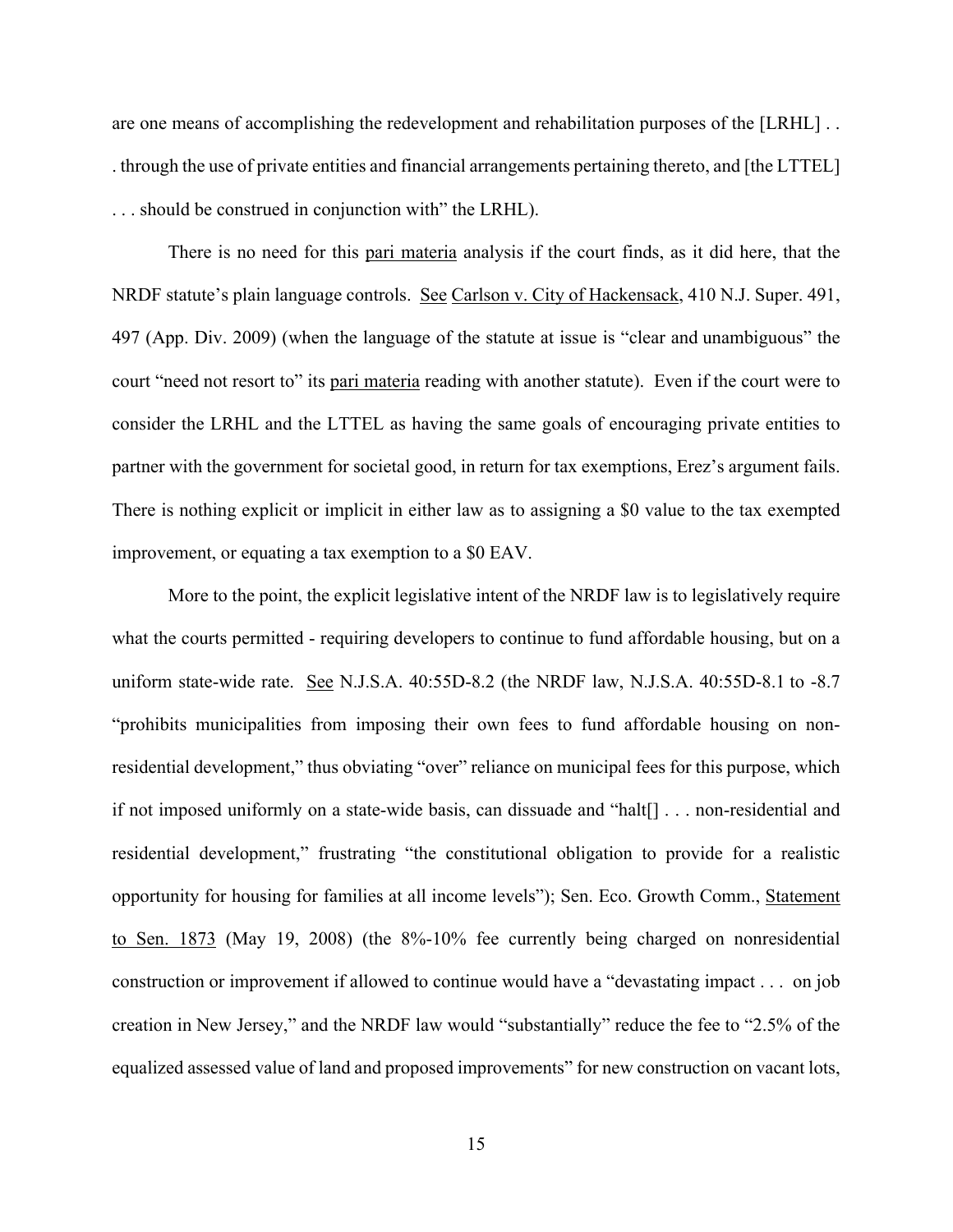are one means of accomplishing the redevelopment and rehabilitation purposes of the [LRHL] . . . through the use of private entities and financial arrangements pertaining thereto, and [the LTTEL] . . . should be construed in conjunction with" the LRHL).

There is no need for this pari materia analysis if the court finds, as it did here, that the NRDF statute's plain language controls. See Carlson v. City of Hackensack, 410 N.J. Super. 491, 497 (App. Div. 2009) (when the language of the statute at issue is "clear and unambiguous" the court "need not resort to" its pari materia reading with another statute). Even if the court were to consider the LRHL and the LTTEL as having the same goals of encouraging private entities to partner with the government for societal good, in return for tax exemptions, Erez's argument fails. There is nothing explicit or implicit in either law as to assigning a \$0 value to the tax exempted improvement, or equating a tax exemption to a \$0 EAV.

More to the point, the explicit legislative intent of the NRDF law is to legislatively require what the courts permitted - requiring developers to continue to fund affordable housing, but on a uniform state-wide rate. See N.J.S.A. 40:55D-8.2 (the NRDF law, N.J.S.A. 40:55D-8.1 to -8.7 "prohibits municipalities from imposing their own fees to fund affordable housing on non-residential development," thus obviating "over" reliance on municipal fees for this purpose, which if not imposed uniformly on a state-wide basis, can dissuade and "halt[] . . . non-residential and residential development," frustrating "the constitutional obligation to provide for a realistic opportunity for housing for families at all income levels"); Sen. Eco. Growth Comm., Statement to Sen. 1873 (May 19, 2008) (the 8%-10% fee currently being charged on nonresidential construction or improvement if allowed to continue would have a "devastating impact . . . on job creation in New Jersey," and the NRDF law would "substantially" reduce the fee to "2.5% of the equalized assessed value of land and proposed improvements" for new construction on vacant lots,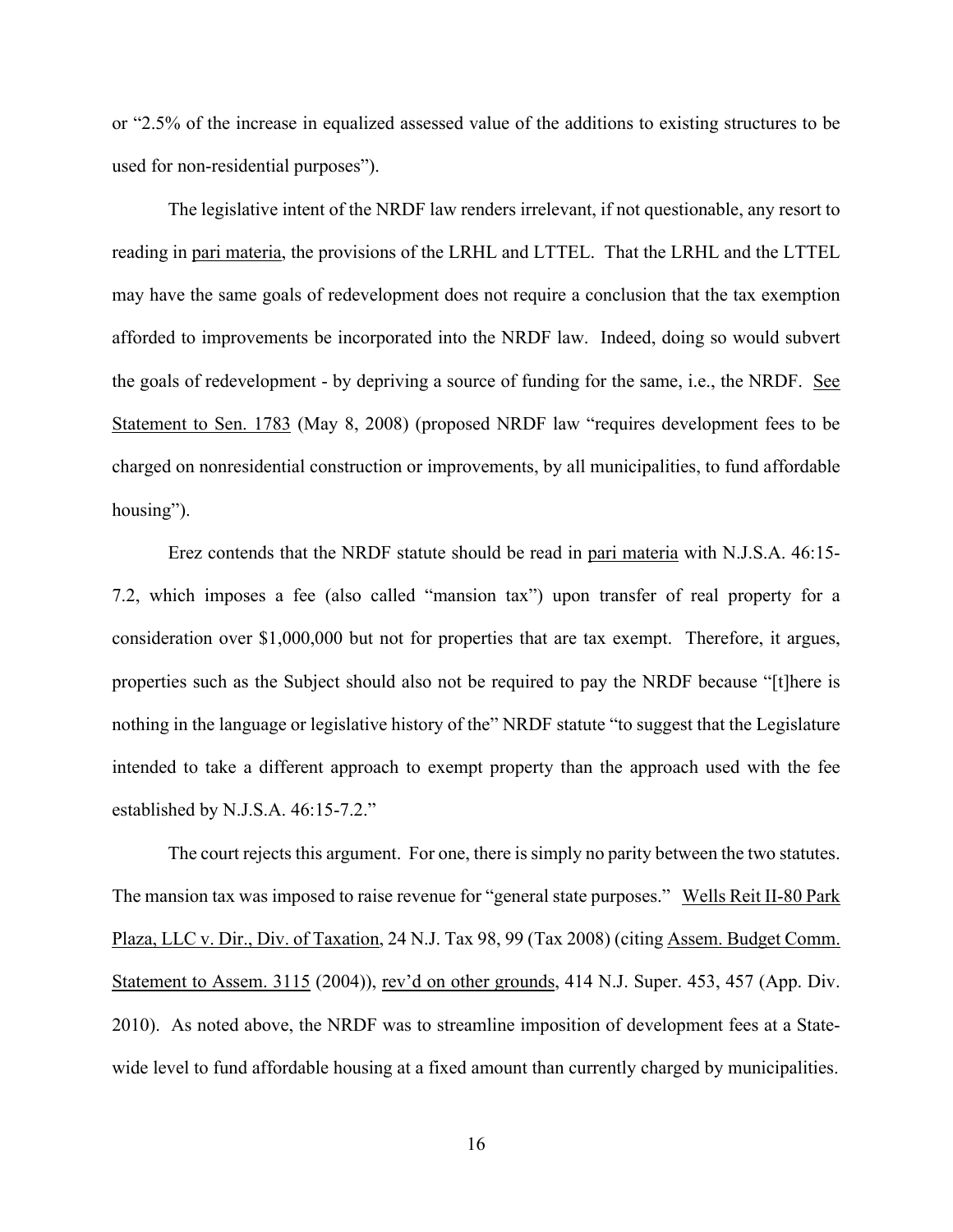or "2.5% of the increase in equalized assessed value of the additions to existing structures to be used for non-residential purposes").

The legislative intent of the NRDF law renders irrelevant, if not questionable, any resort to reading in pari materia, the provisions of the LRHL and LTTEL. That the LRHL and the LTTEL may have the same goals of redevelopment does not require a conclusion that the tax exemption afforded to improvements be incorporated into the NRDF law. Indeed, doing so would subvert the goals of redevelopment - by depriving a source of funding for the same, i.e., the NRDF. See Statement to Sen. 1783 (May 8, 2008) (proposed NRDF law "requires development fees to be charged on nonresidential construction or improvements, by all municipalities, to fund affordable housing").

Erez contends that the NRDF statute should be read in pari materia with N.J.S.A. 46:15-7.2, which imposes a fee (also called "mansion tax") upon transfer of real property for a consideration over $1,000,000 but not for properties that are tax exempt. Therefore, it argues, properties such as the Subject should also not be required to pay the NRDF because "[t]here is nothing in the language or legislative history of the" NRDF statute "to suggest that the Legislature intended to take a different approach to exempt property than the approach used with the fee established by N.J.S.A. 46:15-7.2."

The court rejects this argument. For one, there is simply no parity between the two statutes. The mansion tax was imposed to raise revenue for "general state purposes." Wells Reit II-80 Park Plaza, LLC v. Dir., Div. of Taxation, 24 N.J. Tax 98, 99 (Tax 2008) (citing Assem. Budget Comm. Statement to Assem. 3115 (2004)), rev'd on other grounds, 414 N.J. Super. 453, 457 (App. Div. 2010). As noted above, the NRDF was to streamline imposition of development fees at a State-wide level to fund affordable housing at a fixed amount than currently charged by municipalities.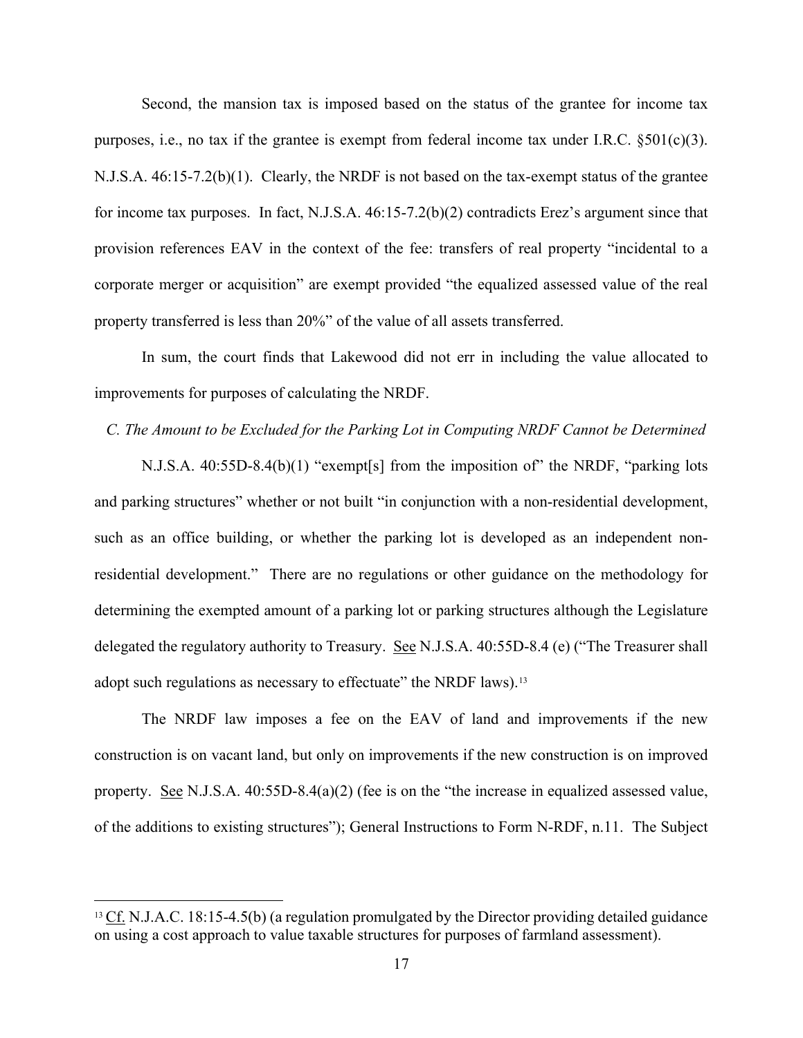Second, the mansion tax is imposed based on the status of the grantee for income tax purposes, i.e., no tax if the grantee is exempt from federal income tax under I.R.C. §501(c)(3). N.J.S.A. 46:15-7.2(b)(1). Clearly, the NRDF is not based on the tax-exempt status of the grantee for income tax purposes. In fact, N.J.S.A. 46:15-7.2(b)(2) contradicts Erez's argument since that provision references EAV in the context of the fee: transfers of real property "incidental to a corporate merger or acquisition" are exempt provided "the equalized assessed value of the real property transferred is less than 20%" of the value of all assets transferred.

In sum, the court finds that Lakewood did not err in including the value allocated to improvements for purposes of calculating the NRDF.

*C. The Amount to be Excluded for the Parking Lot in Computing NRDF Cannot be Determined*

N.J.S.A. 40:55D-8.4(b)(1) "exempt[s] from the imposition of" the NRDF, "parking lots and parking structures" whether or not built "in conjunction with a non-residential development, such as an office building, or whether the parking lot is developed as an independent non-residential development." There are no regulations or other guidance on the methodology for determining the exempted amount of a parking lot or parking structures although the Legislature delegated the regulatory authority to Treasury. See N.J.S.A. 40:55D-8.4 (e) ("The Treasurer shall adopt such regulations as necessary to effectuate" the NRDF laws).[13]

The NRDF law imposes a fee on the EAV of land and improvements if the new construction is on vacant land, but only on improvements if the new construction is on improved property. See N.J.S.A. 40:55D-8.4(a)(2) (fee is on the "the increase in equalized assessed value, of the additions to existing structures"); General Instructions to Form N-RDF, n.11. The Subject

[13] Cf. N.J.A.C. 18:15-4.5(b) (a regulation promulgated by the Director providing detailed guidance on using a cost approach to value taxable structures for purposes of farmland assessment).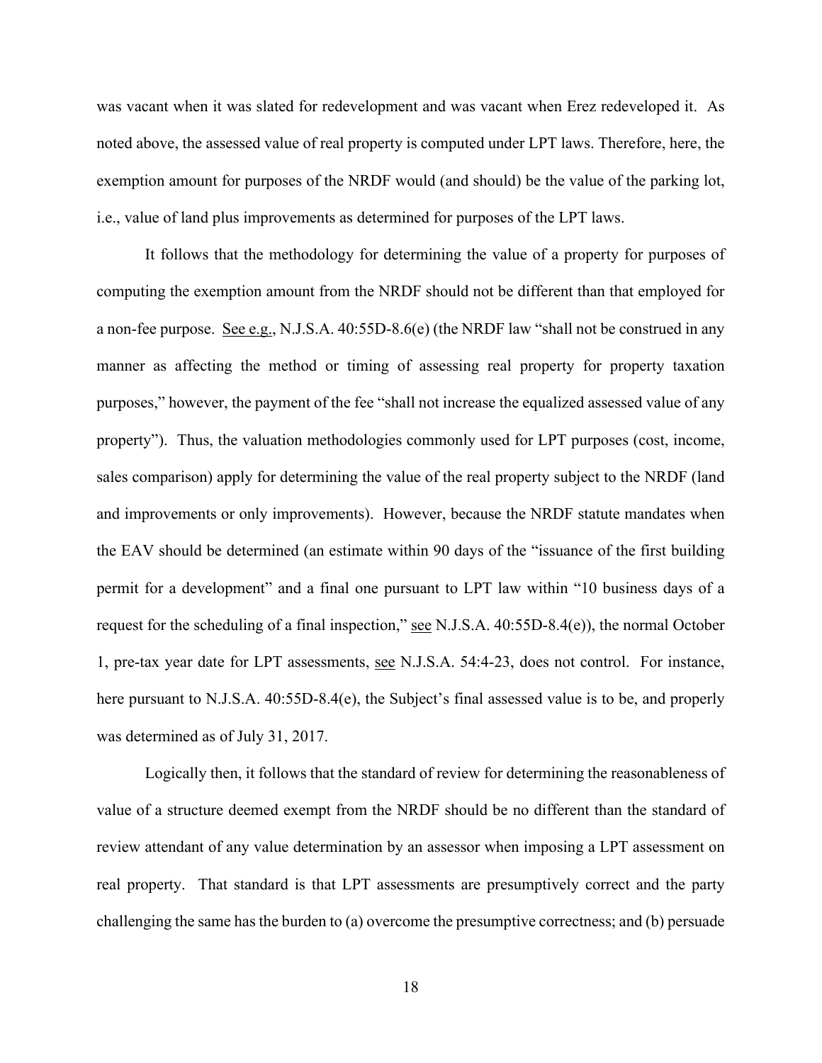was vacant when it was slated for redevelopment and was vacant when Erez redeveloped it. As noted above, the assessed value of real property is computed under LPT laws. Therefore, here, the exemption amount for purposes of the NRDF would (and should) be the value of the parking lot, i.e., value of land plus improvements as determined for purposes of the LPT laws.

It follows that the methodology for determining the value of a property for purposes of computing the exemption amount from the NRDF should not be different than that employed for a non-fee purpose. See e.g., N.J.S.A. 40:55D-8.6(e) (the NRDF law "shall not be construed in any manner as affecting the method or timing of assessing real property for property taxation purposes," however, the payment of the fee "shall not increase the equalized assessed value of any property"). Thus, the valuation methodologies commonly used for LPT purposes (cost, income, sales comparison) apply for determining the value of the real property subject to the NRDF (land and improvements or only improvements). However, because the NRDF statute mandates when the EAV should be determined (an estimate within 90 days of the "issuance of the first building permit for a development" and a final one pursuant to LPT law within "10 business days of a request for the scheduling of a final inspection," see N.J.S.A. 40:55D-8.4(e)), the normal October 1, pre-tax year date for LPT assessments, see N.J.S.A. 54:4-23, does not control. For instance, here pursuant to N.J.S.A. 40:55D-8.4(e), the Subject's final assessed value is to be, and properly was determined as of July 31, 2017.

Logically then, it follows that the standard of review for determining the reasonableness of value of a structure deemed exempt from the NRDF should be no different than the standard of review attendant of any value determination by an assessor when imposing a LPT assessment on real property. That standard is that LPT assessments are presumptively correct and the party challenging the same has the burden to (a) overcome the presumptive correctness; and (b) persuade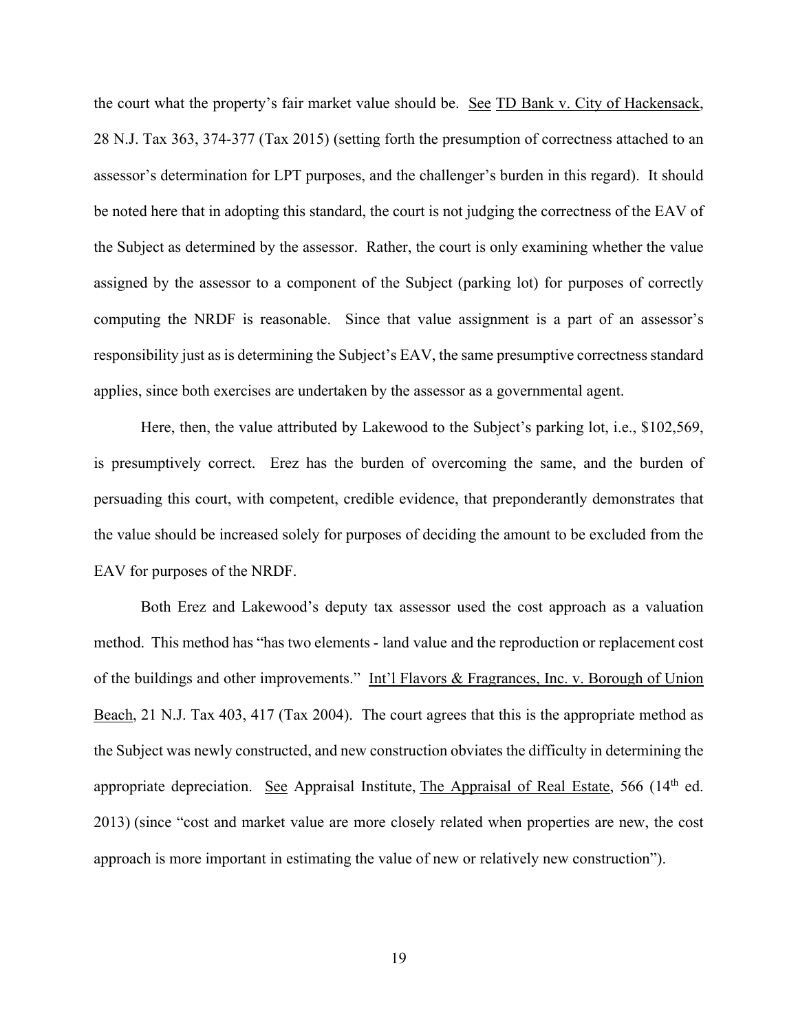the court what the property's fair market value should be. See TD Bank v. City of Hackensack, 28 N.J. Tax 363, 374-377 (Tax 2015) (setting forth the presumption of correctness attached to an assessor's determination for LPT purposes, and the challenger's burden in this regard). It should be noted here that in adopting this standard, the court is not judging the correctness of the EAV of the Subject as determined by the assessor. Rather, the court is only examining whether the value assigned by the assessor to a component of the Subject (parking lot) for purposes of correctly computing the NRDF is reasonable. Since that value assignment is a part of an assessor's responsibility just as is determining the Subject's EAV, the same presumptive correctness standard applies, since both exercises are undertaken by the assessor as a governmental agent.

Here, then, the value attributed by Lakewood to the Subject's parking lot, i.e., $102,569, is presumptively correct. Erez has the burden of overcoming the same, and the burden of persuading this court, with competent, credible evidence, that preponderantly demonstrates that the value should be increased solely for purposes of deciding the amount to be excluded from the EAV for purposes of the NRDF.

Both Erez and Lakewood's deputy tax assessor used the cost approach as a valuation method. This method has "has two elements - land value and the reproduction or replacement cost of the buildings and other improvements." Int'l Flavors & Fragrances, Inc. v. Borough of Union Beach, 21 N.J. Tax 403, 417 (Tax 2004). The court agrees that this is the appropriate method as the Subject was newly constructed, and new construction obviates the difficulty in determining the appropriate depreciation. See Appraisal Institute, The Appraisal of Real Estate, 566 (14th ed. 2013) (since "cost and market value are more closely related when properties are new, the cost approach is more important in estimating the value of new or relatively new construction").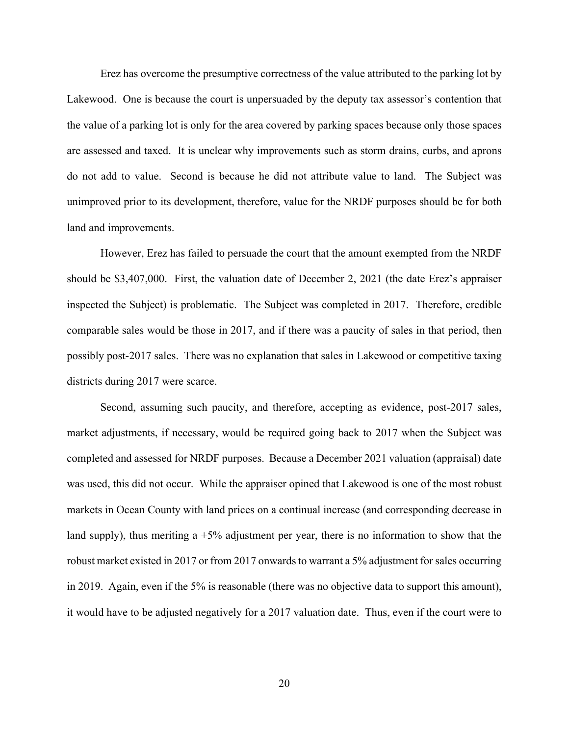Erez has overcome the presumptive correctness of the value attributed to the parking lot by Lakewood. One is because the court is unpersuaded by the deputy tax assessor's contention that the value of a parking lot is only for the area covered by parking spaces because only those spaces are assessed and taxed. It is unclear why improvements such as storm drains, curbs, and aprons do not add to value. Second is because he did not attribute value to land. The Subject was unimproved prior to its development, therefore, value for the NRDF purposes should be for both land and improvements.

However, Erez has failed to persuade the court that the amount exempted from the NRDF should be $3,407,000. First, the valuation date of December 2, 2021 (the date Erez's appraiser inspected the Subject) is problematic. The Subject was completed in 2017. Therefore, credible comparable sales would be those in 2017, and if there was a paucity of sales in that period, then possibly post-2017 sales. There was no explanation that sales in Lakewood or competitive taxing districts during 2017 were scarce.

Second, assuming such paucity, and therefore, accepting as evidence, post-2017 sales, market adjustments, if necessary, would be required going back to 2017 when the Subject was completed and assessed for NRDF purposes. Because a December 2021 valuation (appraisal) date was used, this did not occur. While the appraiser opined that Lakewood is one of the most robust markets in Ocean County with land prices on a continual increase (and corresponding decrease in land supply), thus meriting a +5% adjustment per year, there is no information to show that the robust market existed in 2017 or from 2017 onwards to warrant a 5% adjustment for sales occurring in 2019. Again, even if the 5% is reasonable (there was no objective data to support this amount), it would have to be adjusted negatively for a 2017 valuation date. Thus, even if the court were to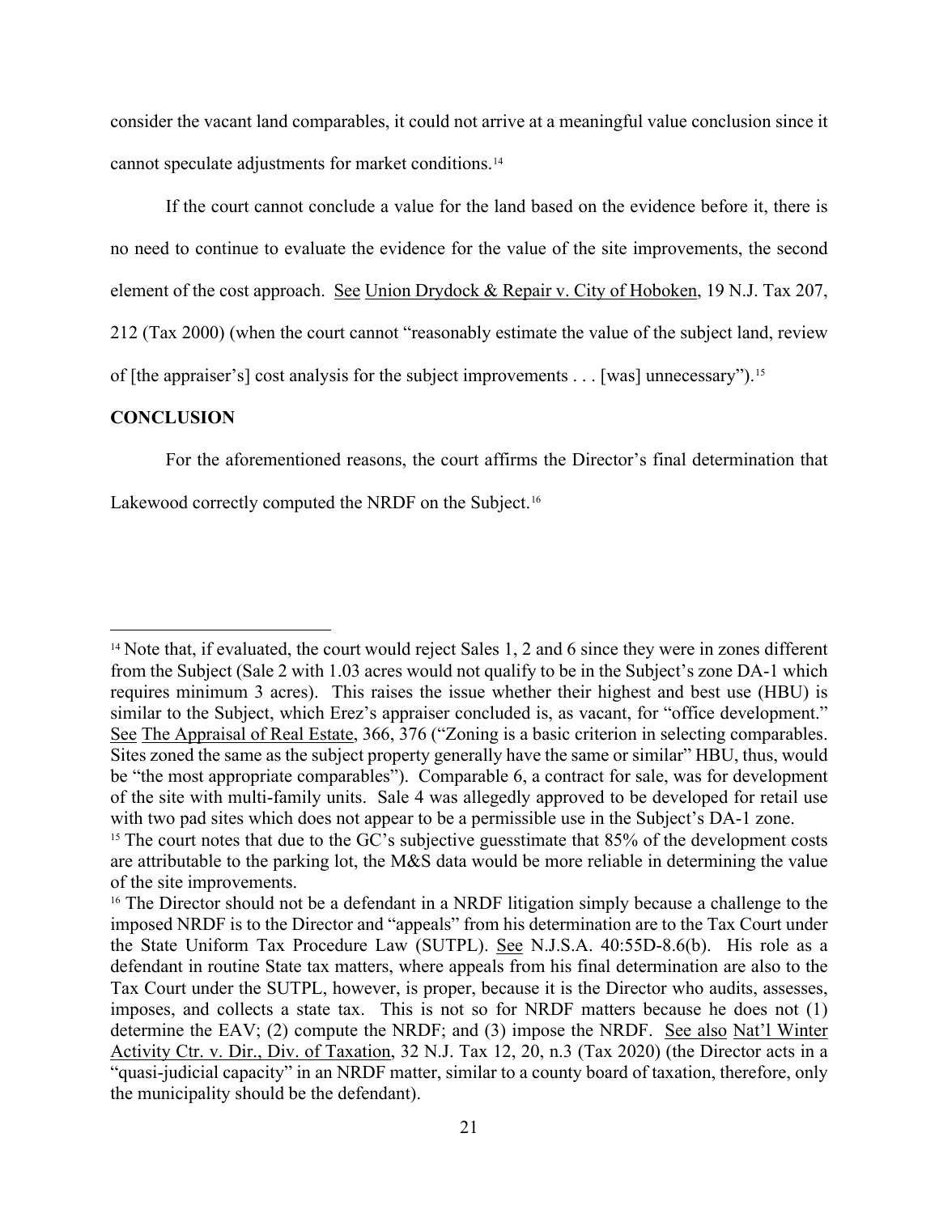consider the vacant land comparables, it could not arrive at a meaningful value conclusion since it cannot speculate adjustments for market conditions.[14]

If the court cannot conclude a value for the land based on the evidence before it, there is no need to continue to evaluate the evidence for the value of the site improvements, the second element of the cost approach. See Union Drydock & Repair v. City of Hoboken, 19 N.J. Tax 207, 212 (Tax 2000) (when the court cannot "reasonably estimate the value of the subject land, review of [the appraiser's] cost analysis for the subject improvements . . . [was] unnecessary").[15]

**CONCLUSION**

For the aforementioned reasons, the court affirms the Director's final determination that Lakewood correctly computed the NRDF on the Subject.[16]

---

[14] Note that, if evaluated, the court would reject Sales 1, 2 and 6 since they were in zones different from the Subject (Sale 2 with 1.03 acres would not qualify to be in the Subject's zone DA-1 which requires minimum 3 acres). This raises the issue whether their highest and best use (HBU) is similar to the Subject, which Erez's appraiser concluded is, as vacant, for "office development." See The Appraisal of Real Estate, 366, 376 ("Zoning is a basic criterion in selecting comparables. Sites zoned the same as the subject property generally have the same or similar" HBU, thus, would be "the most appropriate comparables"). Comparable 6, a contract for sale, was for development of the site with multi-family units. Sale 4 was allegedly approved to be developed for retail use with two pad sites which does not appear to be a permissible use in the Subject's DA-1 zone.

[15] The court notes that due to the GC's subjective guesstimate that 85% of the development costs are attributable to the parking lot, the M&S data would be more reliable in determining the value of the site improvements.

[16] The Director should not be a defendant in a NRDF litigation simply because a challenge to the imposed NRDF is to the Director and "appeals" from his determination are to the Tax Court under the State Uniform Tax Procedure Law (SUTPL). See N.J.S.A. 40:55D-8.6(b). His role as a defendant in routine State tax matters, where appeals from his final determination are also to the Tax Court under the SUTPL, however, is proper, because it is the Director who audits, assesses, imposes, and collects a state tax. This is not so for NRDF matters because he does not (1) determine the EAV; (2) compute the NRDF; and (3) impose the NRDF. See also Nat'l Winter Activity Ctr. v. Dir., Div. of Taxation, 32 N.J. Tax 12, 20, n.3 (Tax 2020) (the Director acts in a "quasi-judicial capacity" in an NRDF matter, similar to a county board of taxation, therefore, only the municipality should be the defendant).